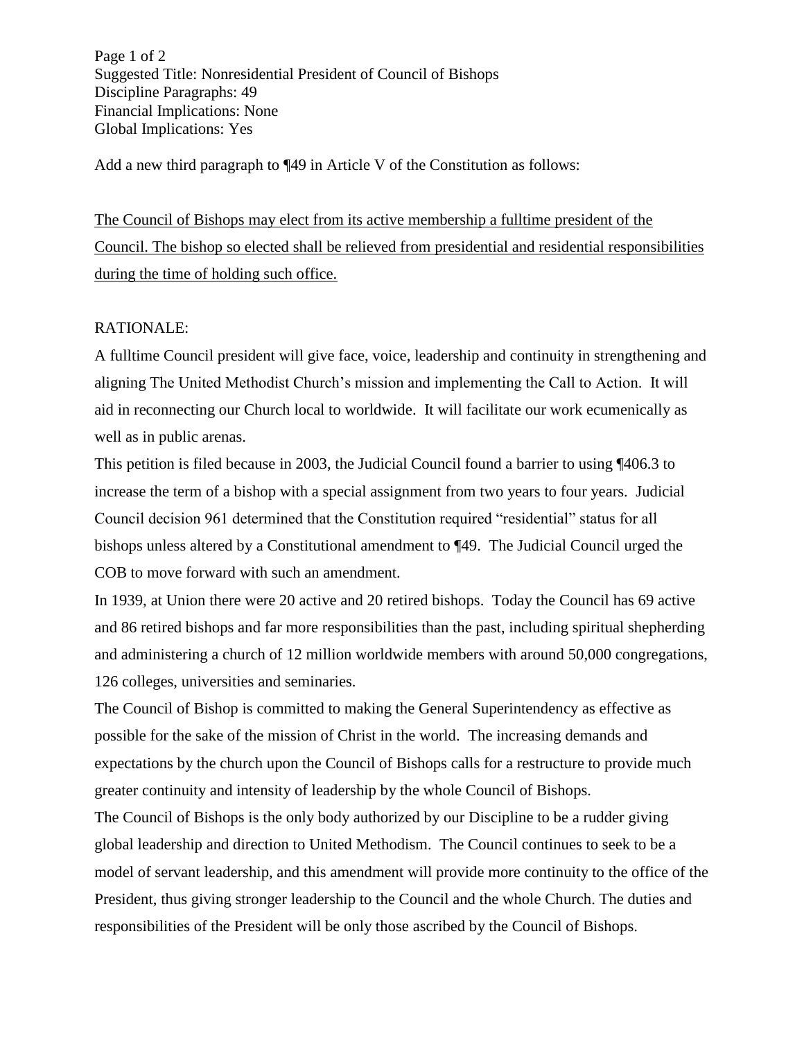Suggested Title: Nonresidential President of Council of Bishops
Discipline Paragraphs: 49
Financial Implications: None
Global Implications: Yes

Add a new third paragraph to ¶49 in Article V of the Constitution as follows:

<u>The Council of Bishops may elect from its active membership a fulltime president of the Council. The bishop so elected shall be relieved from presidential and residential responsibilities during the time of holding such office.</u>

RATIONALE:

A fulltime Council president will give face, voice, leadership and continuity in strengthening and aligning The United Methodist Church's mission and implementing the Call to Action. It will aid in reconnecting our Church local to worldwide. It will facilitate our work ecumenically as well as in public arenas.

This petition is filed because in 2003, the Judicial Council found a barrier to using ¶406.3 to increase the term of a bishop with a special assignment from two years to four years. Judicial Council decision 961 determined that the Constitution required "residential" status for all bishops unless altered by a Constitutional amendment to ¶49. The Judicial Council urged the COB to move forward with such an amendment.

In 1939, at Union there were 20 active and 20 retired bishops. Today the Council has 69 active and 86 retired bishops and far more responsibilities than the past, including spiritual shepherding and administering a church of 12 million worldwide members with around 50,000 congregations, 126 colleges, universities and seminaries.

The Council of Bishop is committed to making the General Superintendency as effective as possible for the sake of the mission of Christ in the world. The increasing demands and expectations by the church upon the Council of Bishops calls for a restructure to provide much greater continuity and intensity of leadership by the whole Council of Bishops.

The Council of Bishops is the only body authorized by our Discipline to be a rudder giving global leadership and direction to United Methodism. The Council continues to seek to be a model of servant leadership, and this amendment will provide more continuity to the office of the President, thus giving stronger leadership to the Council and the whole Church. The duties and responsibilities of the President will be only those ascribed by the Council of Bishops.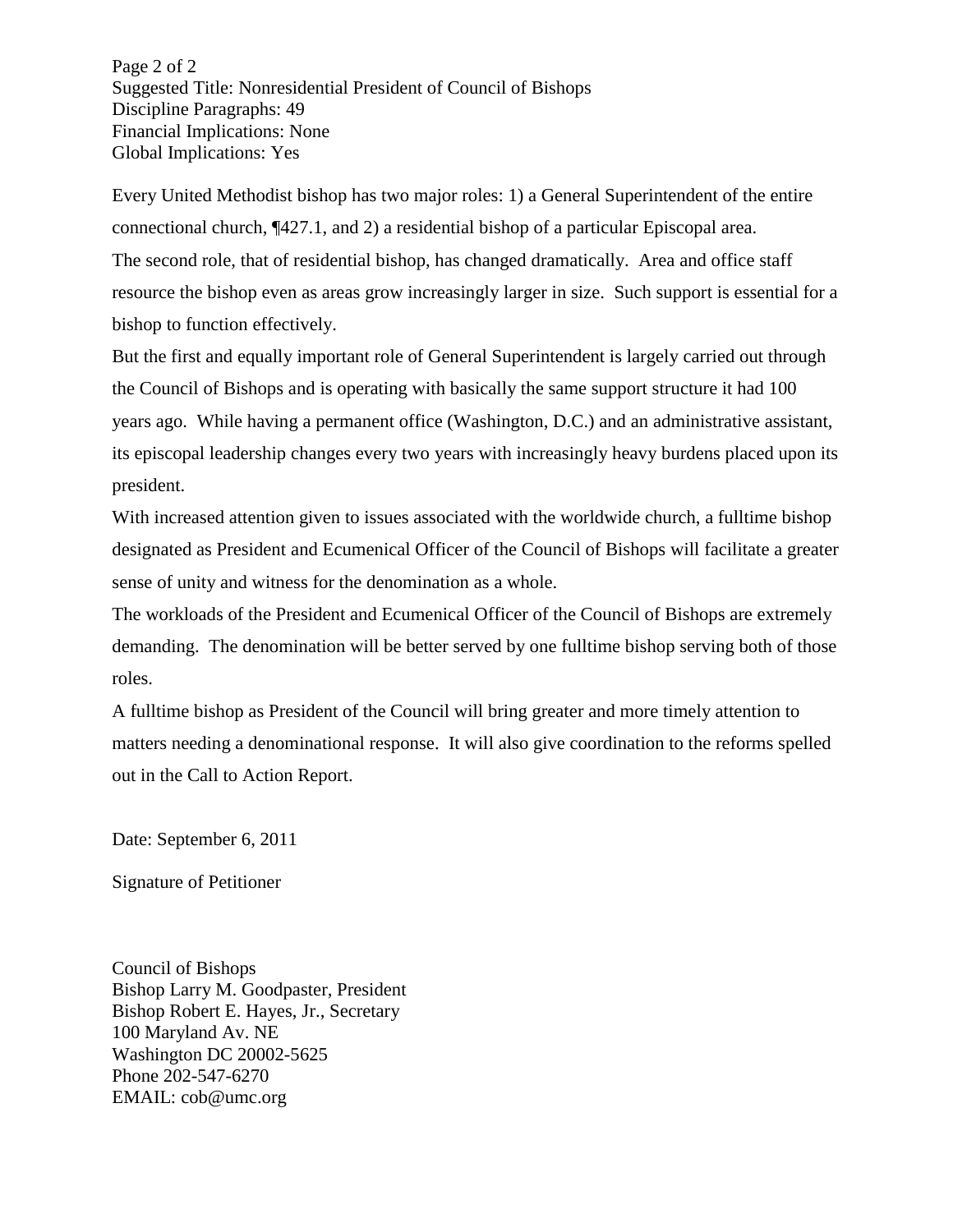Suggested Title: Nonresidential President of Council of Bishops
Discipline Paragraphs: 49
Financial Implications: None
Global Implications: Yes

Every United Methodist bishop has two major roles: 1) a General Superintendent of the entire connectional church, ¶427.1, and 2) a residential bishop of a particular Episcopal area.

The second role, that of residential bishop, has changed dramatically. Area and office staff resource the bishop even as areas grow increasingly larger in size. Such support is essential for a bishop to function effectively.

But the first and equally important role of General Superintendent is largely carried out through the Council of Bishops and is operating with basically the same support structure it had 100 years ago. While having a permanent office (Washington, D.C.) and an administrative assistant, its episcopal leadership changes every two years with increasingly heavy burdens placed upon its president.

With increased attention given to issues associated with the worldwide church, a fulltime bishop designated as President and Ecumenical Officer of the Council of Bishops will facilitate a greater sense of unity and witness for the denomination as a whole.

The workloads of the President and Ecumenical Officer of the Council of Bishops are extremely demanding. The denomination will be better served by one fulltime bishop serving both of those roles.

A fulltime bishop as President of the Council will bring greater and more timely attention to matters needing a denominational response. It will also give coordination to the reforms spelled out in the Call to Action Report.

Date: September 6, 2011

Signature of Petitioner

Council of Bishops
Bishop Larry M. Goodpaster, President
Bishop Robert E. Hayes, Jr., Secretary
100 Maryland Av. NE
Washington DC 20002-5625
Phone 202-547-6270
EMAIL: cob@umc.org